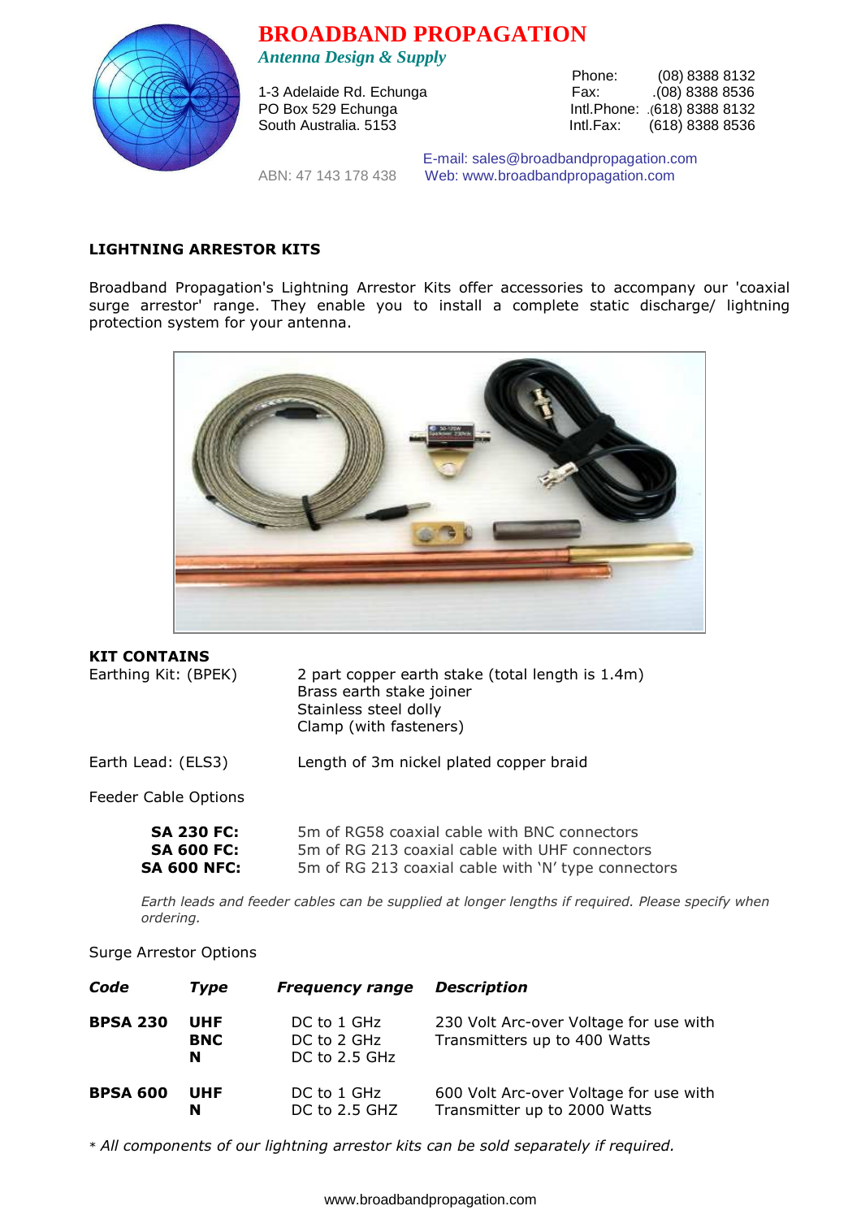# BROADBAND PROPAGATION

*Antenna Design & Supply*

1-3 Adelaide Rd. Echunga
PO Box 529 Echunga
South Australia. 5153

Phone: (08) 8388 8132
Fax: .(08) 8388 8536
Intl.Phone: .(618) 8388 8132
Intl.Fax: (618) 8388 8536

ABN: 47 143 178 438

E-mail: sales@broadbandpropagation.com
Web: www.broadbandpropagation.com

## LIGHTNING ARRESTOR KITS

Broadband Propagation's Lightning Arrestor Kits offer accessories to accompany our 'coaxial surge arrestor' range. They enable you to install a complete static discharge/ lightning protection system for your antenna.

**KIT CONTAINS**

| | |
|---|---|
| Earthing Kit: (BPEK) | 2 part copper earth stake (total length is 1.4m)<br>Brass earth stake joiner<br>Stainless steel dolly<br>Clamp (with fasteners) |
| Earth Lead: (ELS3) | Length of 3m nickel plated copper braid |

Feeder Cable Options

| | |
|---|---|
| **SA 230 FC:** | 5m of RG58 coaxial cable with BNC connectors |
| **SA 600 FC:** | 5m of RG 213 coaxial cable with UHF connectors |
| **SA 600 NFC:** | 5m of RG 213 coaxial cable with 'N' type connectors |

*Earth leads and feeder cables can be supplied at longer lengths if required. Please specify when ordering.*

Surge Arrestor Options

| ***Code*** | ***Type*** | ***Frequency range*** | ***Description*** |
|---|---|---|---|
| **BPSA 230** | **UHF**<br>**BNC**<br>**N** | DC to 1 GHz<br>DC to 2 GHz<br>DC to 2.5 GHz | 230 Volt Arc-over Voltage for use with Transmitters up to 400 Watts |
| **BPSA 600** | **UHF**<br>**N** | DC to 1 GHz<br>DC to 2.5 GHZ | 600 Volt Arc-over Voltage for use with Transmitter up to 2000 Watts |

* *All components of our lightning arrestor kits can be sold separately if required.*

www.broadbandpropagation.com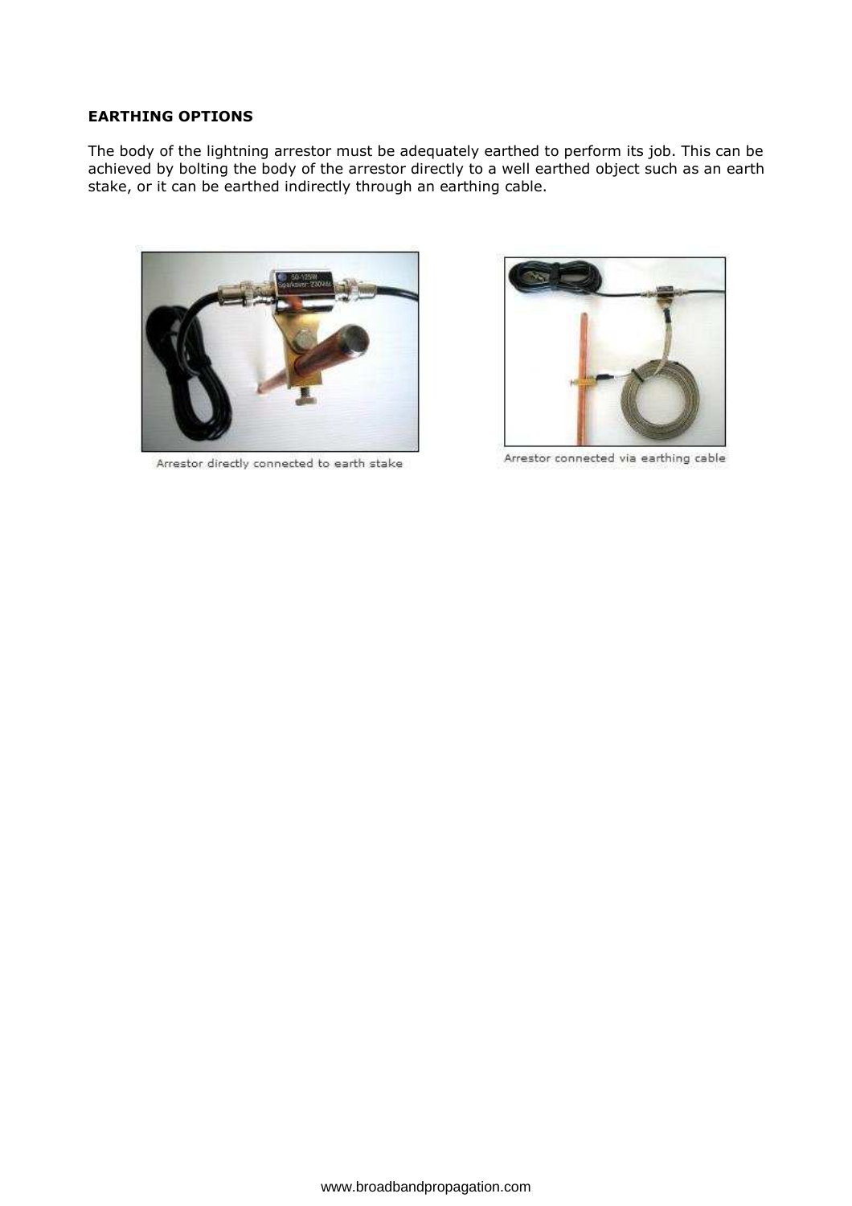**EARTHING OPTIONS**

The body of the lightning arrestor must be adequately earthed to perform its job. This can be achieved by bolting the body of the arrestor directly to a well earthed object such as an earth stake, or it can be earthed indirectly through an earthing cable.

Arrestor directly connected to earth stake

Arrestor connected via earthing cable